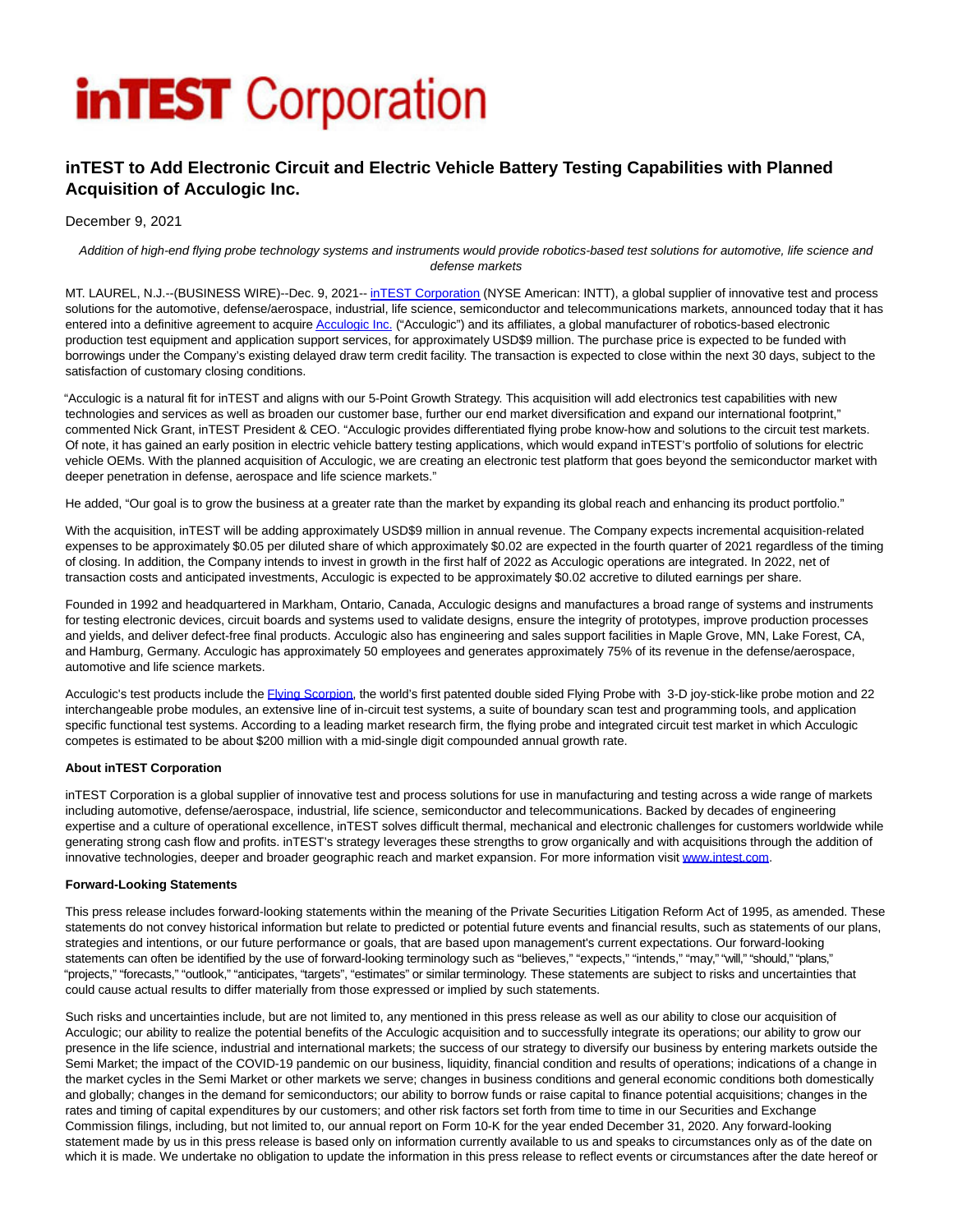# inTEST Corporation

## inTEST to Add Electronic Circuit and Electric Vehicle Battery Testing Capabilities with Planned Acquisition of Acculogic Inc.

December 9, 2021

*Addition of high-end flying probe technology systems and instruments would provide robotics-based test solutions for automotive, life science and defense markets*

MT. LAUREL, N.J.--(BUSINESS WIRE)--Dec. 9, 2021-- inTEST Corporation (NYSE American: INTT), a global supplier of innovative test and process solutions for the automotive, defense/aerospace, industrial, life science, semiconductor and telecommunications markets, announced today that it has entered into a definitive agreement to acquire Acculogic Inc. ("Acculogic") and its affiliates, a global manufacturer of robotics-based electronic production test equipment and application support services, for approximately USD$9 million. The purchase price is expected to be funded with borrowings under the Company's existing delayed draw term credit facility. The transaction is expected to close within the next 30 days, subject to the satisfaction of customary closing conditions.

"Acculogic is a natural fit for inTEST and aligns with our 5-Point Growth Strategy. This acquisition will add electronics test capabilities with new technologies and services as well as broaden our customer base, further our end market diversification and expand our international footprint," commented Nick Grant, inTEST President & CEO. "Acculogic provides differentiated flying probe know-how and solutions to the circuit test markets. Of note, it has gained an early position in electric vehicle battery testing applications, which would expand inTEST's portfolio of solutions for electric vehicle OEMs. With the planned acquisition of Acculogic, we are creating an electronic test platform that goes beyond the semiconductor market with deeper penetration in defense, aerospace and life science markets."

He added, "Our goal is to grow the business at a greater rate than the market by expanding its global reach and enhancing its product portfolio."

With the acquisition, inTEST will be adding approximately USD$9 million in annual revenue. The Company expects incremental acquisition-related expenses to be approximately $0.05 per diluted share of which approximately $0.02 are expected in the fourth quarter of 2021 regardless of the timing of closing. In addition, the Company intends to invest in growth in the first half of 2022 as Acculogic operations are integrated. In 2022, net of transaction costs and anticipated investments, Acculogic is expected to be approximately $0.02 accretive to diluted earnings per share.

Founded in 1992 and headquartered in Markham, Ontario, Canada, Acculogic designs and manufactures a broad range of systems and instruments for testing electronic devices, circuit boards and systems used to validate designs, ensure the integrity of prototypes, improve production processes and yields, and deliver defect-free final products. Acculogic also has engineering and sales support facilities in Maple Grove, MN, Lake Forest, CA, and Hamburg, Germany. Acculogic has approximately 50 employees and generates approximately 75% of its revenue in the defense/aerospace, automotive and life science markets.

Acculogic's test products include the Flying Scorpion, the world's first patented double sided Flying Probe with 3-D joy-stick-like probe motion and 22 interchangeable probe modules, an extensive line of in-circuit test systems, a suite of boundary scan test and programming tools, and application specific functional test systems. According to a leading market research firm, the flying probe and integrated circuit test market in which Acculogic competes is estimated to be about $200 million with a mid-single digit compounded annual growth rate.

**About inTEST Corporation**

inTEST Corporation is a global supplier of innovative test and process solutions for use in manufacturing and testing across a wide range of markets including automotive, defense/aerospace, industrial, life science, semiconductor and telecommunications. Backed by decades of engineering expertise and a culture of operational excellence, inTEST solves difficult thermal, mechanical and electronic challenges for customers worldwide while generating strong cash flow and profits. inTEST's strategy leverages these strengths to grow organically and with acquisitions through the addition of innovative technologies, deeper and broader geographic reach and market expansion. For more information visit www.intest.com.

**Forward-Looking Statements**

This press release includes forward-looking statements within the meaning of the Private Securities Litigation Reform Act of 1995, as amended. These statements do not convey historical information but relate to predicted or potential future events and financial results, such as statements of our plans, strategies and intentions, or our future performance or goals, that are based upon management's current expectations. Our forward-looking statements can often be identified by the use of forward-looking terminology such as "believes," "expects," "intends," "may," "will," "should," "plans," "projects," "forecasts," "outlook," "anticipates, "targets", "estimates" or similar terminology. These statements are subject to risks and uncertainties that could cause actual results to differ materially from those expressed or implied by such statements.

Such risks and uncertainties include, but are not limited to, any mentioned in this press release as well as our ability to close our acquisition of Acculogic; our ability to realize the potential benefits of the Acculogic acquisition and to successfully integrate its operations; our ability to grow our presence in the life science, industrial and international markets; the success of our strategy to diversify our business by entering markets outside the Semi Market; the impact of the COVID-19 pandemic on our business, liquidity, financial condition and results of operations; indications of a change in the market cycles in the Semi Market or other markets we serve; changes in business conditions and general economic conditions both domestically and globally; changes in the demand for semiconductors; our ability to borrow funds or raise capital to finance potential acquisitions; changes in the rates and timing of capital expenditures by our customers; and other risk factors set forth from time to time in our Securities and Exchange Commission filings, including, but not limited to, our annual report on Form 10-K for the year ended December 31, 2020. Any forward-looking statement made by us in this press release is based only on information currently available to us and speaks to circumstances only as of the date on which it is made. We undertake no obligation to update the information in this press release to reflect events or circumstances after the date hereof or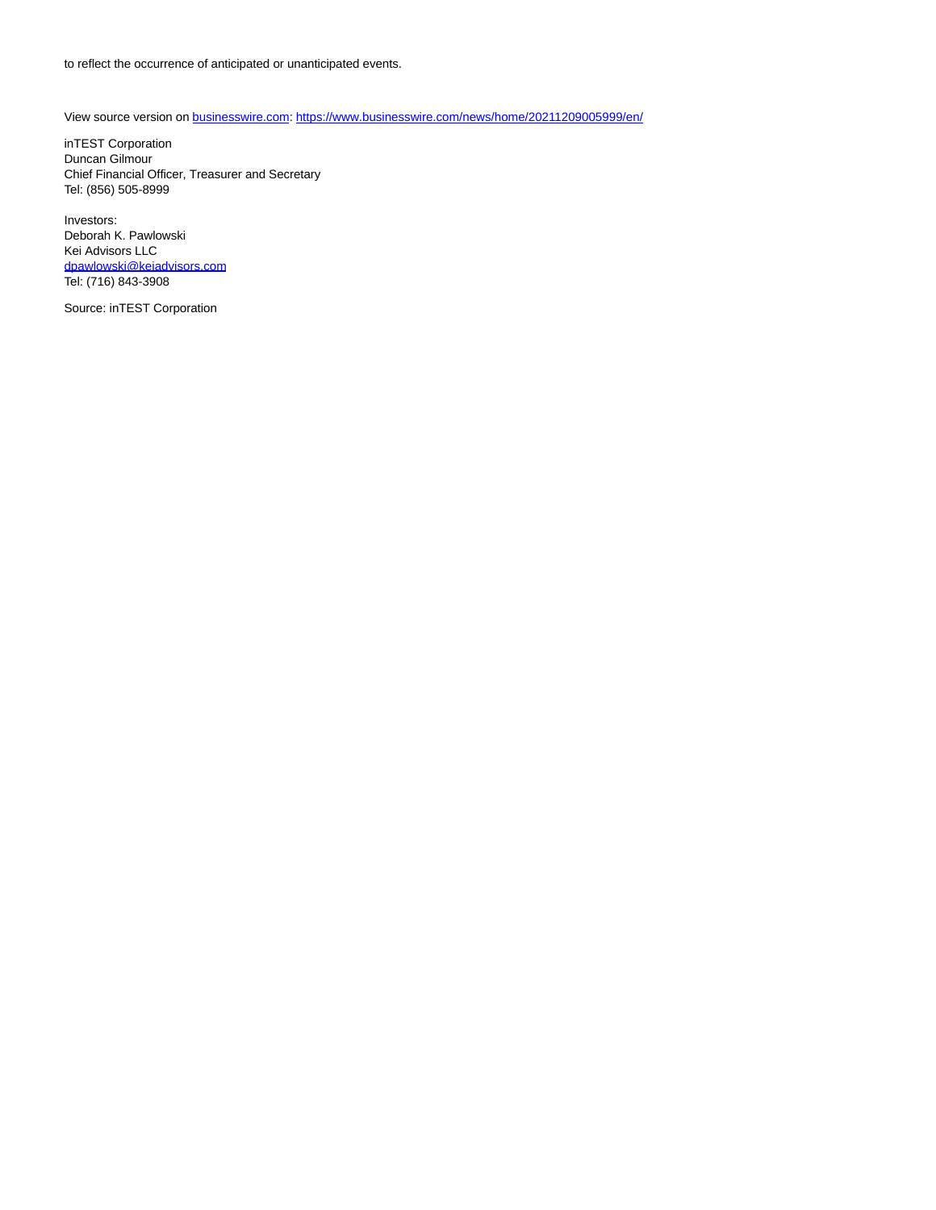to reflect the occurrence of anticipated or unanticipated events.

View source version on businesswire.com: https://www.businesswire.com/news/home/20211209005999/en/

inTEST Corporation
Duncan Gilmour
Chief Financial Officer, Treasurer and Secretary
Tel: (856) 505-8999

Investors:
Deborah K. Pawlowski
Kei Advisors LLC
dpawlowski@keiadvisors.com
Tel: (716) 843-3908

Source: inTEST Corporation